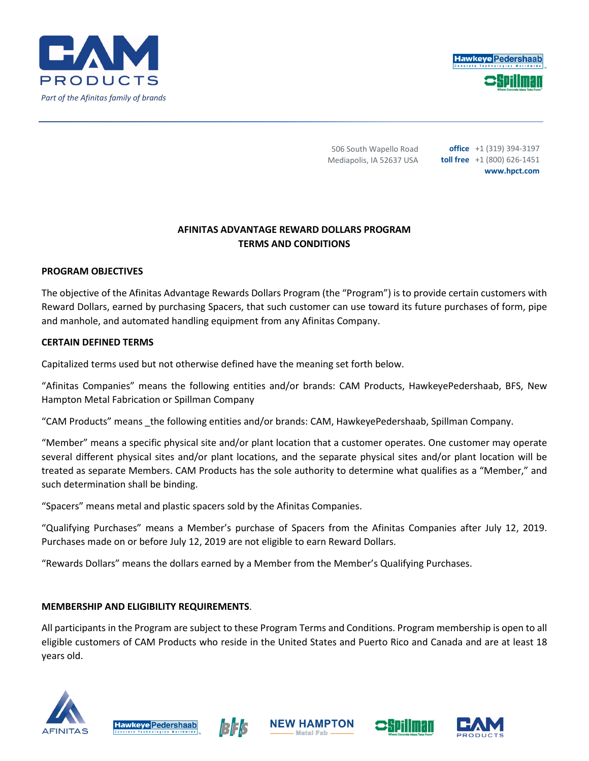CAM PRODUCTS

*Part of the Afinitas family of brands*

506 South Wapello Road
Mediapolis, IA 52637 USA

**office** +1 (319) 394-3197
**toll free** +1 (800) 626-1451
**www.hpct.com**

# AFINITAS ADVANTAGE REWARD DOLLARS PROGRAM TERMS AND CONDITIONS

## PROGRAM OBJECTIVES

The objective of the Afinitas Advantage Rewards Dollars Program (the "Program") is to provide certain customers with Reward Dollars, earned by purchasing Spacers, that such customer can use toward its future purchases of form, pipe and manhole, and automated handling equipment from any Afinitas Company.

## CERTAIN DEFINED TERMS

Capitalized terms used but not otherwise defined have the meaning set forth below.

"Afinitas Companies" means the following entities and/or brands: CAM Products, HawkeyePedershaab, BFS, New Hampton Metal Fabrication or Spillman Company

"CAM Products" means _the following entities and/or brands: CAM, HawkeyePedershaab, Spillman Company.

"Member" means a specific physical site and/or plant location that a customer operates. One customer may operate several different physical sites and/or plant locations, and the separate physical sites and/or plant location will be treated as separate Members. CAM Products has the sole authority to determine what qualifies as a "Member," and such determination shall be binding.

"Spacers" means metal and plastic spacers sold by the Afinitas Companies.

"Qualifying Purchases" means a Member's purchase of Spacers from the Afinitas Companies after July 12, 2019. Purchases made on or before July 12, 2019 are not eligible to earn Reward Dollars.

"Rewards Dollars" means the dollars earned by a Member from the Member's Qualifying Purchases.

## MEMBERSHIP AND ELIGIBILITY REQUIREMENTS.

All participants in the Program are subject to these Program Terms and Conditions. Program membership is open to all eligible customers of CAM Products who reside in the United States and Puerto Rico and Canada and are at least 18 years old.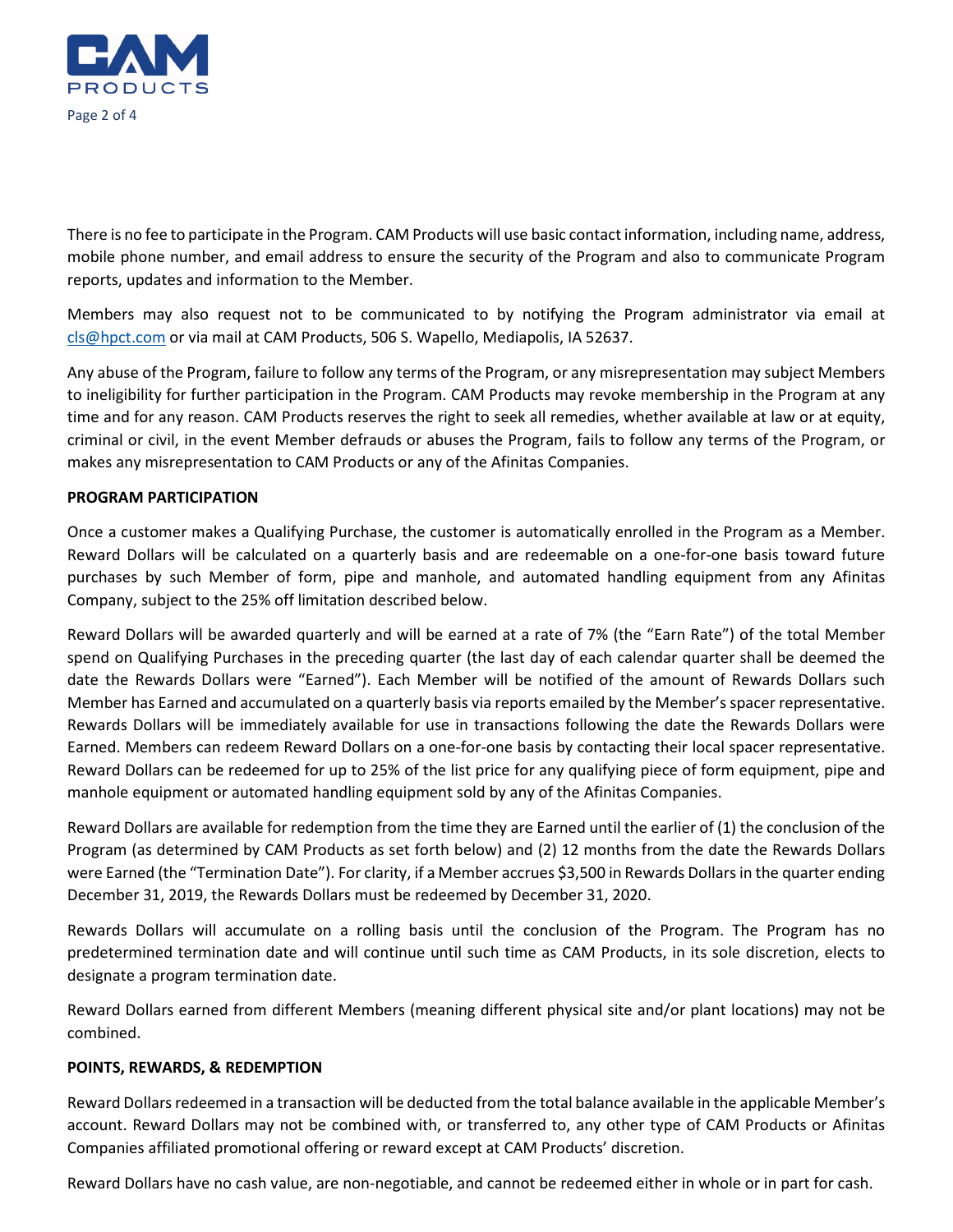There is no fee to participate in the Program. CAM Products will use basic contact information, including name, address, mobile phone number, and email address to ensure the security of the Program and also to communicate Program reports, updates and information to the Member.

Members may also request not to be communicated to by notifying the Program administrator via email at cls@hpct.com or via mail at CAM Products, 506 S. Wapello, Mediapolis, IA 52637.

Any abuse of the Program, failure to follow any terms of the Program, or any misrepresentation may subject Members to ineligibility for further participation in the Program. CAM Products may revoke membership in the Program at any time and for any reason. CAM Products reserves the right to seek all remedies, whether available at law or at equity, criminal or civil, in the event Member defrauds or abuses the Program, fails to follow any terms of the Program, or makes any misrepresentation to CAM Products or any of the Afinitas Companies.

**PROGRAM PARTICIPATION**

Once a customer makes a Qualifying Purchase, the customer is automatically enrolled in the Program as a Member. Reward Dollars will be calculated on a quarterly basis and are redeemable on a one-for-one basis toward future purchases by such Member of form, pipe and manhole, and automated handling equipment from any Afinitas Company, subject to the 25% off limitation described below.

Reward Dollars will be awarded quarterly and will be earned at a rate of 7% (the "Earn Rate") of the total Member spend on Qualifying Purchases in the preceding quarter (the last day of each calendar quarter shall be deemed the date the Rewards Dollars were "Earned"). Each Member will be notified of the amount of Rewards Dollars such Member has Earned and accumulated on a quarterly basis via reports emailed by the Member's spacer representative. Rewards Dollars will be immediately available for use in transactions following the date the Rewards Dollars were Earned. Members can redeem Reward Dollars on a one-for-one basis by contacting their local spacer representative. Reward Dollars can be redeemed for up to 25% of the list price for any qualifying piece of form equipment, pipe and manhole equipment or automated handling equipment sold by any of the Afinitas Companies.

Reward Dollars are available for redemption from the time they are Earned until the earlier of (1) the conclusion of the Program (as determined by CAM Products as set forth below) and (2) 12 months from the date the Rewards Dollars were Earned (the "Termination Date"). For clarity, if a Member accrues $3,500 in Rewards Dollars in the quarter ending December 31, 2019, the Rewards Dollars must be redeemed by December 31, 2020.

Rewards Dollars will accumulate on a rolling basis until the conclusion of the Program. The Program has no predetermined termination date and will continue until such time as CAM Products, in its sole discretion, elects to designate a program termination date.

Reward Dollars earned from different Members (meaning different physical site and/or plant locations) may not be combined.

**POINTS, REWARDS, & REDEMPTION**

Reward Dollars redeemed in a transaction will be deducted from the total balance available in the applicable Member's account. Reward Dollars may not be combined with, or transferred to, any other type of CAM Products or Afinitas Companies affiliated promotional offering or reward except at CAM Products' discretion.

Reward Dollars have no cash value, are non-negotiable, and cannot be redeemed either in whole or in part for cash.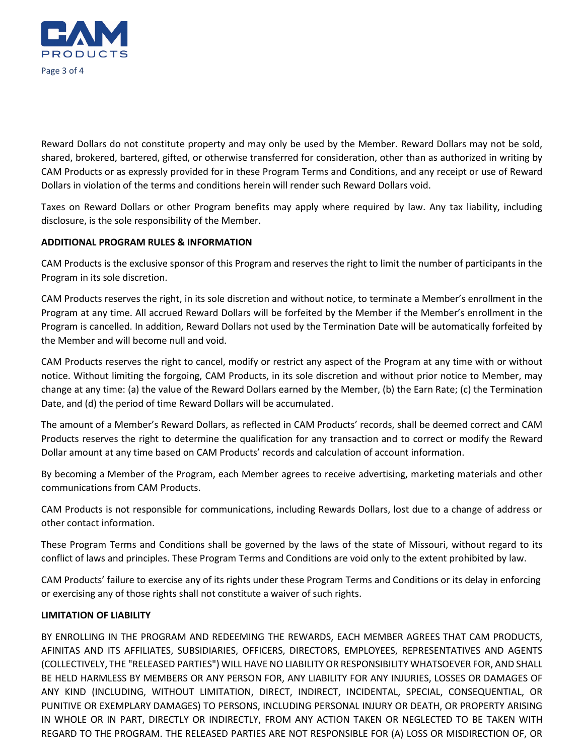Reward Dollars do not constitute property and may only be used by the Member. Reward Dollars may not be sold, shared, brokered, bartered, gifted, or otherwise transferred for consideration, other than as authorized in writing by CAM Products or as expressly provided for in these Program Terms and Conditions, and any receipt or use of Reward Dollars in violation of the terms and conditions herein will render such Reward Dollars void.

Taxes on Reward Dollars or other Program benefits may apply where required by law. Any tax liability, including disclosure, is the sole responsibility of the Member.

**ADDITIONAL PROGRAM RULES & INFORMATION**

CAM Products is the exclusive sponsor of this Program and reserves the right to limit the number of participants in the Program in its sole discretion.

CAM Products reserves the right, in its sole discretion and without notice, to terminate a Member's enrollment in the Program at any time. All accrued Reward Dollars will be forfeited by the Member if the Member's enrollment in the Program is cancelled. In addition, Reward Dollars not used by the Termination Date will be automatically forfeited by the Member and will become null and void.

CAM Products reserves the right to cancel, modify or restrict any aspect of the Program at any time with or without notice. Without limiting the forgoing, CAM Products, in its sole discretion and without prior notice to Member, may change at any time: (a) the value of the Reward Dollars earned by the Member, (b) the Earn Rate; (c) the Termination Date, and (d) the period of time Reward Dollars will be accumulated.

The amount of a Member's Reward Dollars, as reflected in CAM Products' records, shall be deemed correct and CAM Products reserves the right to determine the qualification for any transaction and to correct or modify the Reward Dollar amount at any time based on CAM Products' records and calculation of account information.

By becoming a Member of the Program, each Member agrees to receive advertising, marketing materials and other communications from CAM Products.

CAM Products is not responsible for communications, including Rewards Dollars, lost due to a change of address or other contact information.

These Program Terms and Conditions shall be governed by the laws of the state of Missouri, without regard to its conflict of laws and principles. These Program Terms and Conditions are void only to the extent prohibited by law.

CAM Products' failure to exercise any of its rights under these Program Terms and Conditions or its delay in enforcing or exercising any of those rights shall not constitute a waiver of such rights.

**LIMITATION OF LIABILITY**

BY ENROLLING IN THE PROGRAM AND REDEEMING THE REWARDS, EACH MEMBER AGREES THAT CAM PRODUCTS, AFINITAS AND ITS AFFILIATES, SUBSIDIARIES, OFFICERS, DIRECTORS, EMPLOYEES, REPRESENTATIVES AND AGENTS (COLLECTIVELY, THE "RELEASED PARTIES") WILL HAVE NO LIABILITY OR RESPONSIBILITY WHATSOEVER FOR, AND SHALL BE HELD HARMLESS BY MEMBERS OR ANY PERSON FOR, ANY LIABILITY FOR ANY INJURIES, LOSSES OR DAMAGES OF ANY KIND (INCLUDING, WITHOUT LIMITATION, DIRECT, INDIRECT, INCIDENTAL, SPECIAL, CONSEQUENTIAL, OR PUNITIVE OR EXEMPLARY DAMAGES) TO PERSONS, INCLUDING PERSONAL INJURY OR DEATH, OR PROPERTY ARISING IN WHOLE OR IN PART, DIRECTLY OR INDIRECTLY, FROM ANY ACTION TAKEN OR NEGLECTED TO BE TAKEN WITH REGARD TO THE PROGRAM. THE RELEASED PARTIES ARE NOT RESPONSIBLE FOR (A) LOSS OR MISDIRECTION OF, OR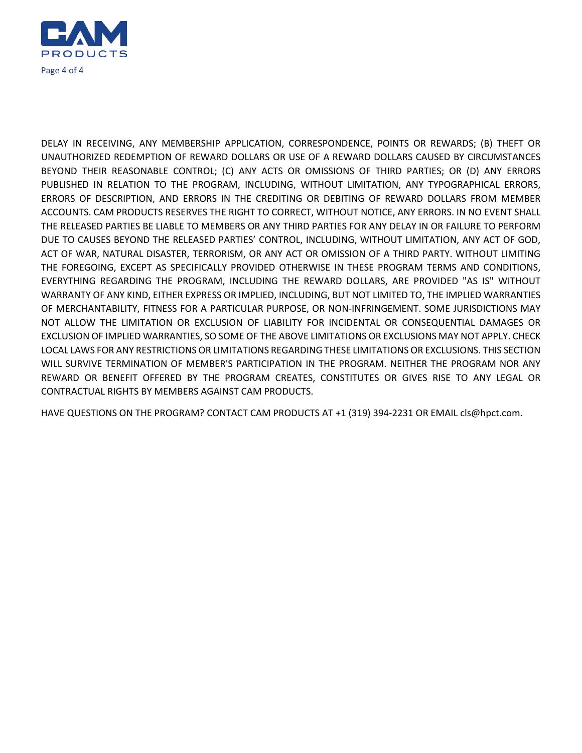DELAY IN RECEIVING, ANY MEMBERSHIP APPLICATION, CORRESPONDENCE, POINTS OR REWARDS; (B) THEFT OR UNAUTHORIZED REDEMPTION OF REWARD DOLLARS OR USE OF A REWARD DOLLARS CAUSED BY CIRCUMSTANCES BEYOND THEIR REASONABLE CONTROL; (C) ANY ACTS OR OMISSIONS OF THIRD PARTIES; OR (D) ANY ERRORS PUBLISHED IN RELATION TO THE PROGRAM, INCLUDING, WITHOUT LIMITATION, ANY TYPOGRAPHICAL ERRORS, ERRORS OF DESCRIPTION, AND ERRORS IN THE CREDITING OR DEBITING OF REWARD DOLLARS FROM MEMBER ACCOUNTS. CAM PRODUCTS RESERVES THE RIGHT TO CORRECT, WITHOUT NOTICE, ANY ERRORS. IN NO EVENT SHALL THE RELEASED PARTIES BE LIABLE TO MEMBERS OR ANY THIRD PARTIES FOR ANY DELAY IN OR FAILURE TO PERFORM DUE TO CAUSES BEYOND THE RELEASED PARTIES' CONTROL, INCLUDING, WITHOUT LIMITATION, ANY ACT OF GOD, ACT OF WAR, NATURAL DISASTER, TERRORISM, OR ANY ACT OR OMISSION OF A THIRD PARTY. WITHOUT LIMITING THE FOREGOING, EXCEPT AS SPECIFICALLY PROVIDED OTHERWISE IN THESE PROGRAM TERMS AND CONDITIONS, EVERYTHING REGARDING THE PROGRAM, INCLUDING THE REWARD DOLLARS, ARE PROVIDED "AS IS" WITHOUT WARRANTY OF ANY KIND, EITHER EXPRESS OR IMPLIED, INCLUDING, BUT NOT LIMITED TO, THE IMPLIED WARRANTIES OF MERCHANTABILITY, FITNESS FOR A PARTICULAR PURPOSE, OR NON-INFRINGEMENT. SOME JURISDICTIONS MAY NOT ALLOW THE LIMITATION OR EXCLUSION OF LIABILITY FOR INCIDENTAL OR CONSEQUENTIAL DAMAGES OR EXCLUSION OF IMPLIED WARRANTIES, SO SOME OF THE ABOVE LIMITATIONS OR EXCLUSIONS MAY NOT APPLY. CHECK LOCAL LAWS FOR ANY RESTRICTIONS OR LIMITATIONS REGARDING THESE LIMITATIONS OR EXCLUSIONS. THIS SECTION WILL SURVIVE TERMINATION OF MEMBER'S PARTICIPATION IN THE PROGRAM. NEITHER THE PROGRAM NOR ANY REWARD OR BENEFIT OFFERED BY THE PROGRAM CREATES, CONSTITUTES OR GIVES RISE TO ANY LEGAL OR CONTRACTUAL RIGHTS BY MEMBERS AGAINST CAM PRODUCTS.

HAVE QUESTIONS ON THE PROGRAM? CONTACT CAM PRODUCTS AT +1 (319) 394-2231 OR EMAIL cls@hpct.com.